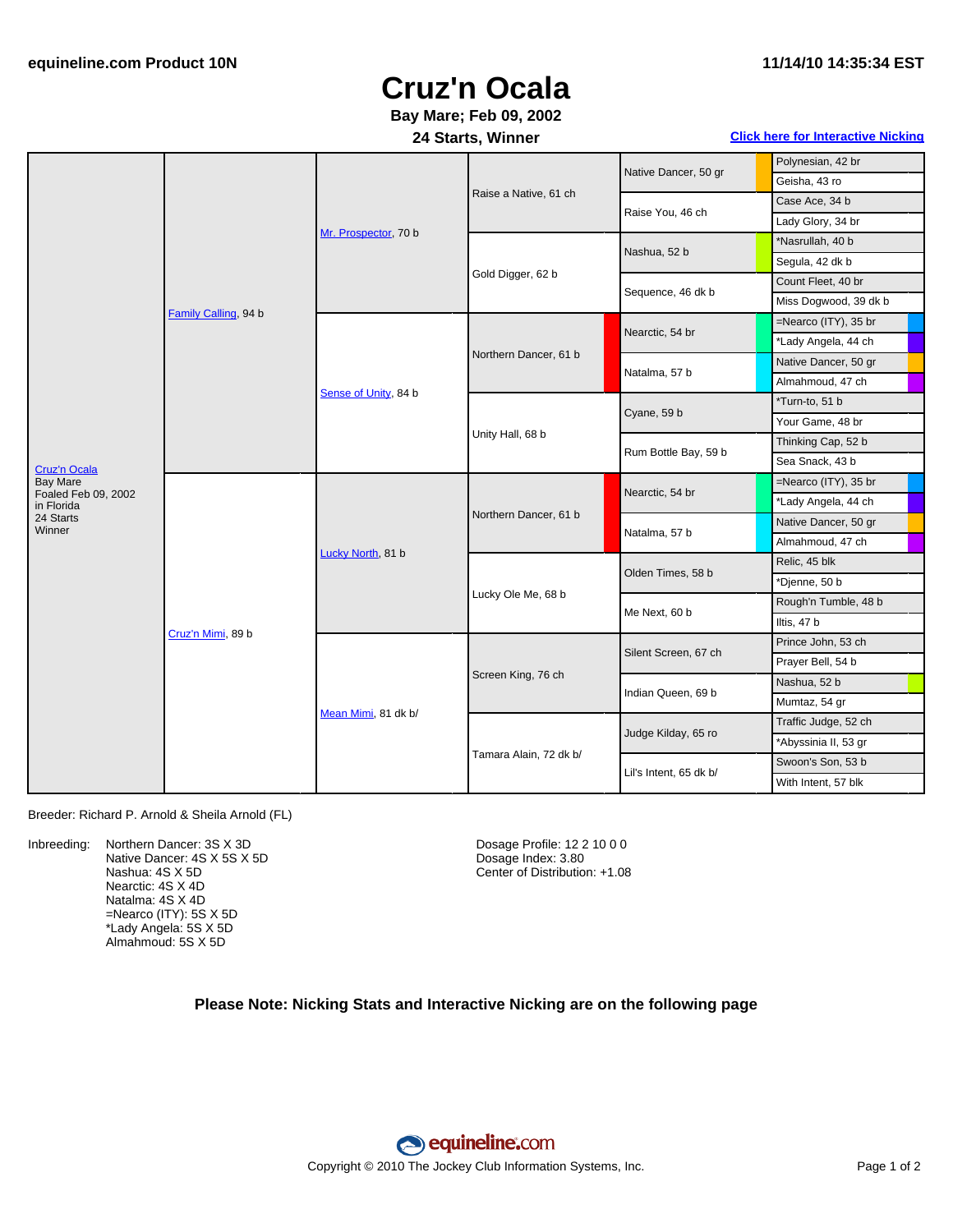equineline.com Product 10N

11/14/10 14:35:34 EST

# Cruz'n Ocala

**Bay Mare; Feb 09, 2002**

**24 Starts, Winner**

Click here for Interactive Nicking

| | | | | | |
|---|---|---|---|---|---|
| Cruz'n Ocala<br>Bay Mare<br>Foaled Feb 09, 2002<br>in Florida<br>24 Starts<br>Winner | Family Calling, 94 b | Mr. Prospector, 70 b | Raise a Native, 61 ch | Native Dancer, 50 gr | Polynesian, 42 br |
| | | | | | Geisha, 43 ro |
| | | | | Raise You, 46 ch | Case Ace, 34 b |
| | | | | | Lady Glory, 34 br |
| | | | Gold Digger, 62 b | Nashua, 52 b | *Nasrullah, 40 b |
| | | | | | Segula, 42 dk b |
| | | | | Sequence, 46 dk b | Count Fleet, 40 br |
| | | | | | Miss Dogwood, 39 dk b |
| | | Sense of Unity, 84 b | Northern Dancer, 61 b | Nearctic, 54 br | =Nearco (ITY), 35 br |
| | | | | | *Lady Angela, 44 ch |
| | | | | Natalma, 57 b | Native Dancer, 50 gr |
| | | | | | Almahmoud, 47 ch |
| | | | Unity Hall, 68 b | Cyane, 59 b | *Turn-to, 51 b |
| | | | | | Your Game, 48 br |
| | | | | Rum Bottle Bay, 59 b | Thinking Cap, 52 b |
| | | | | | Sea Snack, 43 b |
| | Cruz'n Mimi, 89 b | Lucky North, 81 b | Northern Dancer, 61 b | Nearctic, 54 br | =Nearco (ITY), 35 br |
| | | | | | *Lady Angela, 44 ch |
| | | | | Natalma, 57 b | Native Dancer, 50 gr |
| | | | | | Almahmoud, 47 ch |
| | | | Lucky Ole Me, 68 b | Olden Times, 58 b | Relic, 45 blk |
| | | | | | *Djenne, 50 b |
| | | | | Me Next, 60 b | Rough'n Tumble, 48 b |
| | | | | | Iltis, 47 b |
| | | Mean Mimi, 81 dk b/ | Screen King, 76 ch | Silent Screen, 67 ch | Prince John, 53 ch |
| | | | | | Prayer Bell, 54 b |
| | | | | Indian Queen, 69 b | Nashua, 52 b |
| | | | | | Mumtaz, 54 gr |
| | | | Tamara Alain, 72 dk b/ | Judge Kilday, 65 ro | Traffic Judge, 52 ch |
| | | | | | *Abyssinia II, 53 gr |
| | | | | Lil's Intent, 65 dk b/ | Swoon's Son, 53 b |
| | | | | | With Intent, 57 blk |

Breeder: Richard P. Arnold & Sheila Arnold (FL)

Inbreeding:
- Northern Dancer: 3S X 3D
- Native Dancer: 4S X 5S X 5D
- Nashua: 4S X 5D
- Nearctic: 4S X 4D
- Natalma: 4S X 4D
- =Nearco (ITY): 5S X 5D
- *Lady Angela: 5S X 5D
- Almahmoud: 5S X 5D

Dosage Profile: 12 2 10 0 0
Dosage Index: 3.80
Center of Distribution: +1.08

**Please Note: Nicking Stats and Interactive Nicking are on the following page**

equineline.com

Copyright © 2010 The Jockey Club Information Systems, Inc.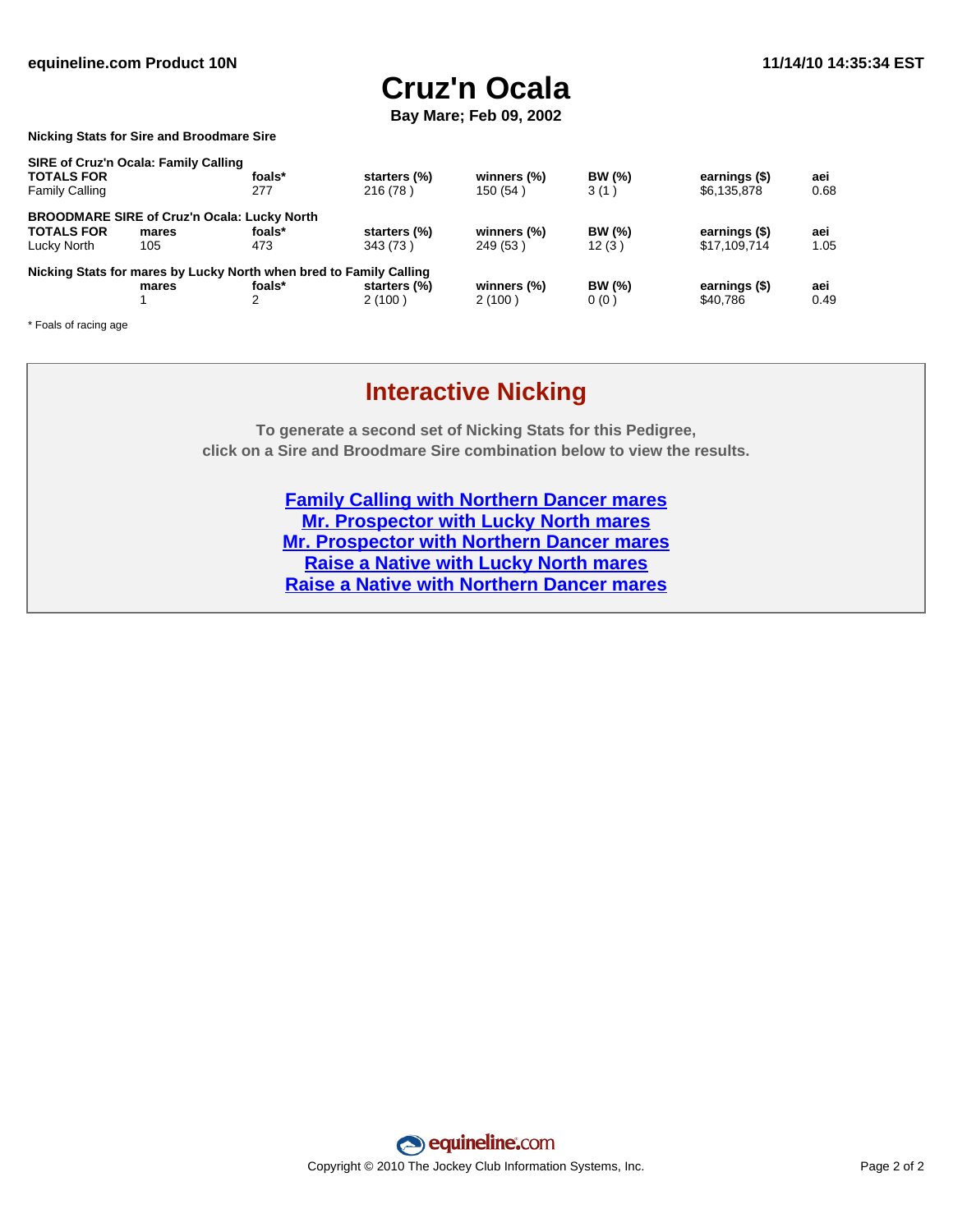# Cruz'n Ocala

**Bay Mare; Feb 09, 2002**

**Nicking Stats for Sire and Broodmare Sire**

**SIRE of Cruz'n Ocala: Family Calling**

| TOTALS FOR | | foals* | starters (%) | winners (%) | BW (%) | earnings ($) | aei |
|---|---|---|---|---|---|---|---|
| Family Calling | | 277 | 216 (78 ) | 150 (54 ) | 3 (1 ) | $6,135,878 | 0.68 |

**BROODMARE SIRE of Cruz'n Ocala: Lucky North**

| TOTALS FOR | mares | foals* | starters (%) | winners (%) | BW (%) | earnings ($) | aei |
|---|---|---|---|---|---|---|---|
| Lucky North | 105 | 473 | 343 (73 ) | 249 (53 ) | 12 (3 ) | $17,109,714 | 1.05 |

**Nicking Stats for mares by Lucky North when bred to Family Calling**

| | mares | foals* | starters (%) | winners (%) | BW (%) | earnings ($) | aei |
|---|---|---|---|---|---|---|---|
| | 1 | 2 | 2 (100 ) | 2 (100 ) | 0 (0 ) | $40,786 | 0.49 |

\* Foals of racing age

## Interactive Nicking

To generate a second set of Nicking Stats for this Pedigree,
click on a Sire and Broodmare Sire combination below to view the results.

Family Calling with Northern Dancer mares
Mr. Prospector with Lucky North mares
Mr. Prospector with Northern Dancer mares
Raise a Native with Lucky North mares
Raise a Native with Northern Dancer mares